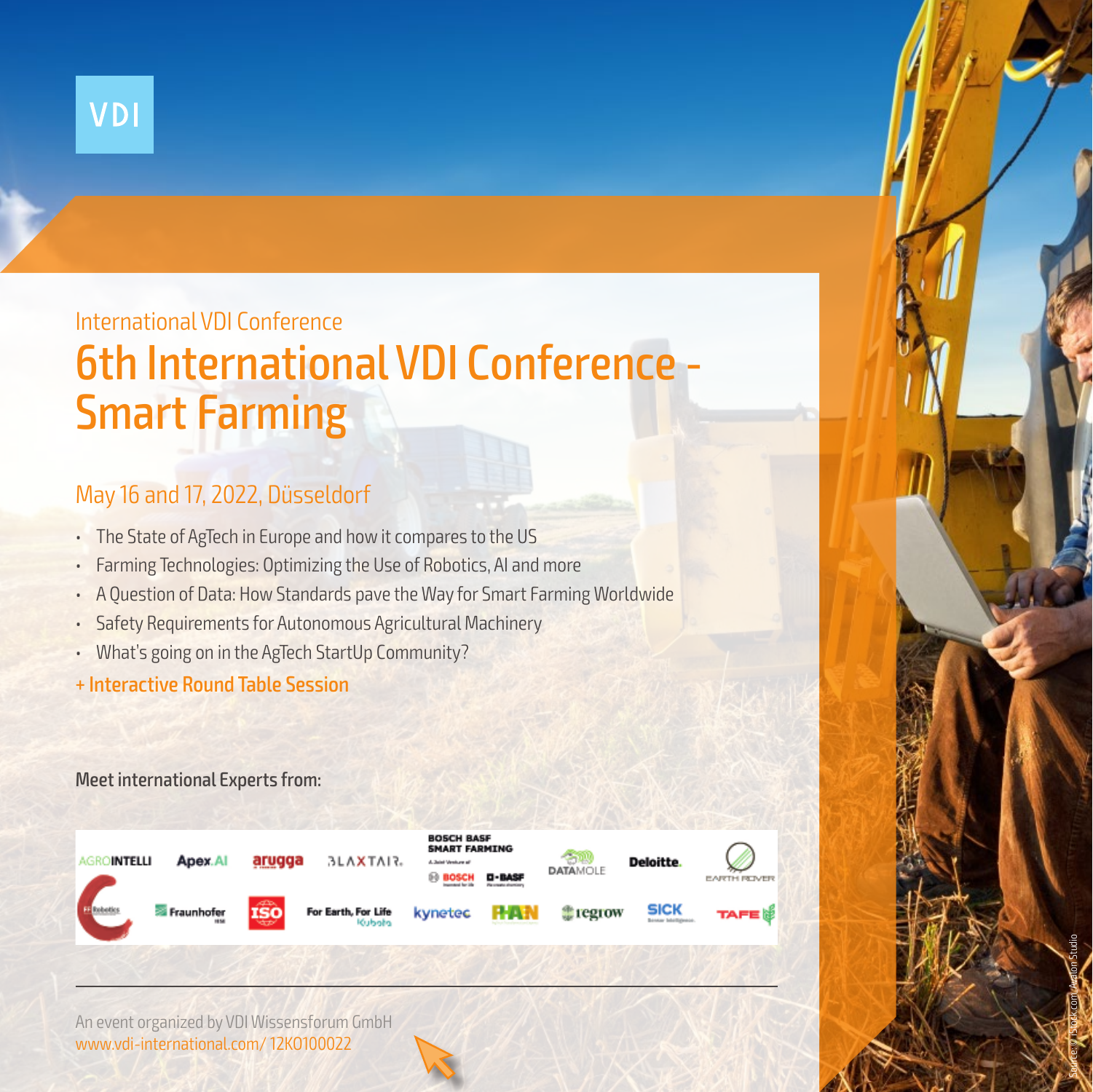VDI

International VDI Conference

# 6th International VDI Conference - Smart Farming

## May 16 and 17, 2022, Düsseldorf

- The State of AgTech in Europe and how it compares to the US
- Farming Technologies: Optimizing the Use of Robotics, AI and more
- A Question of Data: How Standards pave the Way for Smart Farming Worldwide
- Safety Requirements for Autonomous Agricultural Machinery
- What's going on in the AgTech StartUp Community?

**+ Interactive Round Table Session**

**Meet international Experts from:**

AGROINTELLI, Apex.AI, arugga, BLAXTAIR, BOSCH BASF SMART FARMING, DATAMOLE, Deloitte, EARTH ROVER, FF Robotics, Fraunhofer, ISO, Kubota, kynetec, PHAN, regrow, SICK, TAFE

An event organized by VDI Wissensforum GmbH
www.vdi-international.com/ 12KO100022

Source: © iStock.com/Avalon Studio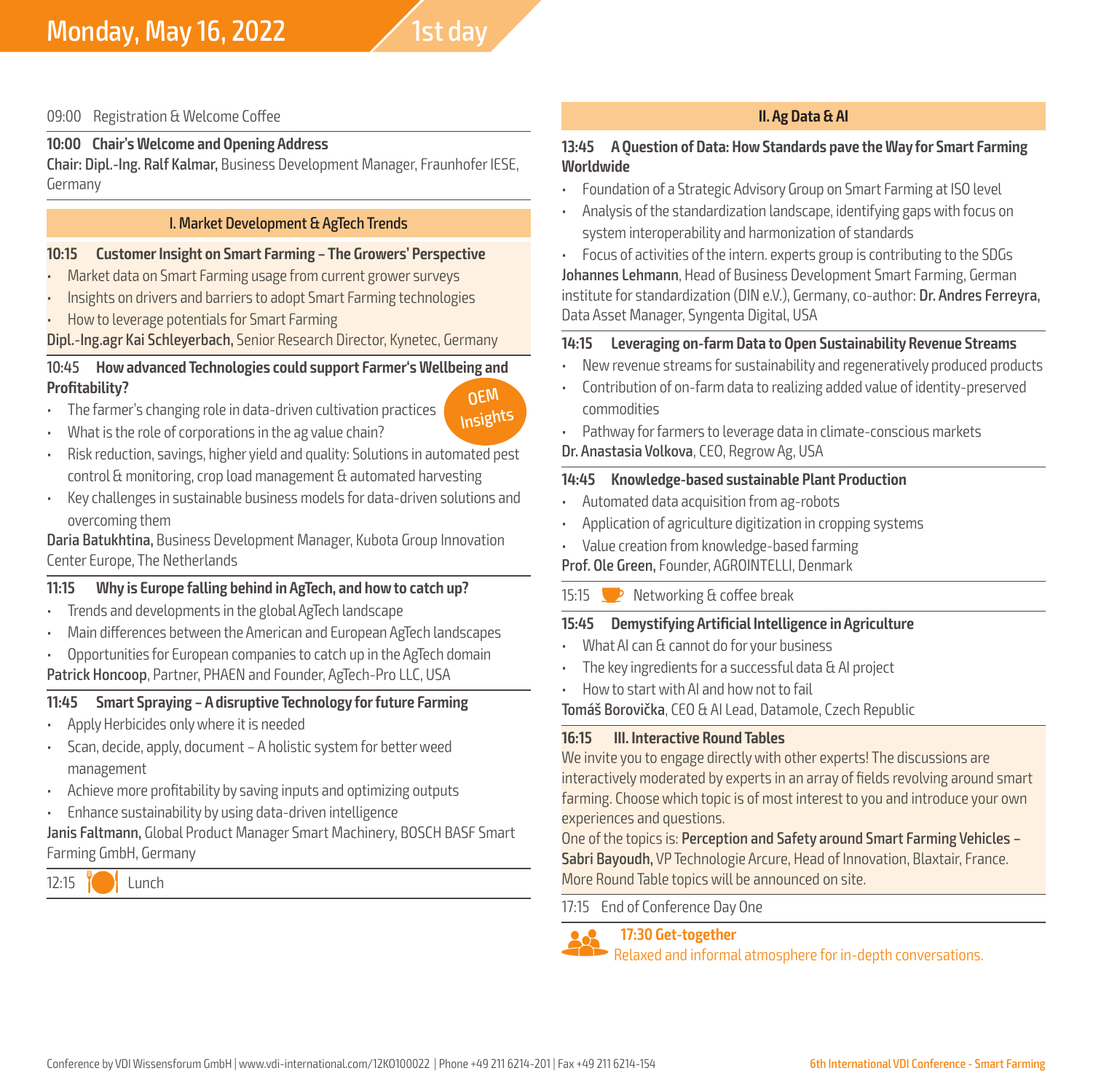# Monday, May 16, 2022 — 1st day

09:00 Registration & Welcome Coffee

**10:00 Chair's Welcome and Opening Address**
**Chair: Dipl.-Ing. Ralf Kalmar,** Business Development Manager, Fraunhofer IESE, Germany

## I. Market Development & AgTech Trends

**10:15 Customer Insight on Smart Farming – The Growers' Perspective**

- Market data on Smart Farming usage from current grower surveys
- Insights on drivers and barriers to adopt Smart Farming technologies
- How to leverage potentials for Smart Farming

**Dipl.-Ing.agr Kai Schleyerbach,** Senior Research Director, Kynetec, Germany

**10:45 How advanced Technologies could support Farmer's Wellbeing and Profitability?**

OEM Insights

- The farmer's changing role in data-driven cultivation practices
- What is the role of corporations in the ag value chain?
- Risk reduction, savings, higher yield and quality: Solutions in automated pest control & monitoring, crop load management & automated harvesting
- Key challenges in sustainable business models for data-driven solutions and overcoming them

**Daria Batukhtina,** Business Development Manager, Kubota Group Innovation Center Europe, The Netherlands

**11:15 Why is Europe falling behind in AgTech, and how to catch up?**

- Trends and developments in the global AgTech landscape
- Main differences between the American and European AgTech landscapes
- Opportunities for European companies to catch up in the AgTech domain

**Patrick Honcoop**, Partner, PHAEN and Founder, AgTech-Pro LLC, USA

**11:45 Smart Spraying – A disruptive Technology for future Farming**

- Apply Herbicides only where it is needed
- Scan, decide, apply, document – A holistic system for better weed management
- Achieve more profitability by saving inputs and optimizing outputs
- Enhance sustainability by using data-driven intelligence

**Janis Faltmann,** Global Product Manager Smart Machinery, BOSCH BASF Smart Farming GmbH, Germany

12:15 Lunch

## II. Ag Data & AI

**13:45 A Question of Data: How Standards pave the Way for Smart Farming Worldwide**

- Foundation of a Strategic Advisory Group on Smart Farming at ISO level
- Analysis of the standardization landscape, identifying gaps with focus on system interoperability and harmonization of standards
- Focus of activities of the intern. experts group is contributing to the SDGs

**Johannes Lehmann**, Head of Business Development Smart Farming, German institute for standardization (DIN e.V.), Germany, co-author: **Dr. Andres Ferreyra,** Data Asset Manager, Syngenta Digital, USA

**14:15 Leveraging on-farm Data to Open Sustainability Revenue Streams**

- New revenue streams for sustainability and regeneratively produced products
- Contribution of on-farm data to realizing added value of identity-preserved commodities
- Pathway for farmers to leverage data in climate-conscious markets

**Dr. Anastasia Volkova**, CEO, Regrow Ag, USA

**14:45 Knowledge-based sustainable Plant Production**

- Automated data acquisition from ag-robots
- Application of agriculture digitization in cropping systems
- Value creation from knowledge-based farming

**Prof. Ole Green,** Founder, AGROINTELLI, Denmark

15:15 Networking & coffee break

**15:45 Demystifying Artificial Intelligence in Agriculture**

- What AI can & cannot do for your business
- The key ingredients for a successful data & AI project
- How to start with AI and how not to fail

**Tomáš Borovička**, CEO & AI Lead, Datamole, Czech Republic

**16:15 III. Interactive Round Tables**

We invite you to engage directly with other experts! The discussions are interactively moderated by experts in an array of fields revolving around smart farming. Choose which topic is of most interest to you and introduce your own experiences and questions.
One of the topics is: **Perception and Safety around Smart Farming Vehicles – Sabri Bayoudh,** VP Technologie Arcure, Head of Innovation, Blaxtair, France.
More Round Table topics will be announced on site.

17:15 End of Conference Day One

**17:30 Get-together**
Relaxed and informal atmosphere for in-depth conversations.

Conference by VDI Wissensforum GmbH | www.vdi-international.com/12KO100022 | Phone +49 211 6214-201 | Fax +49 211 6214-154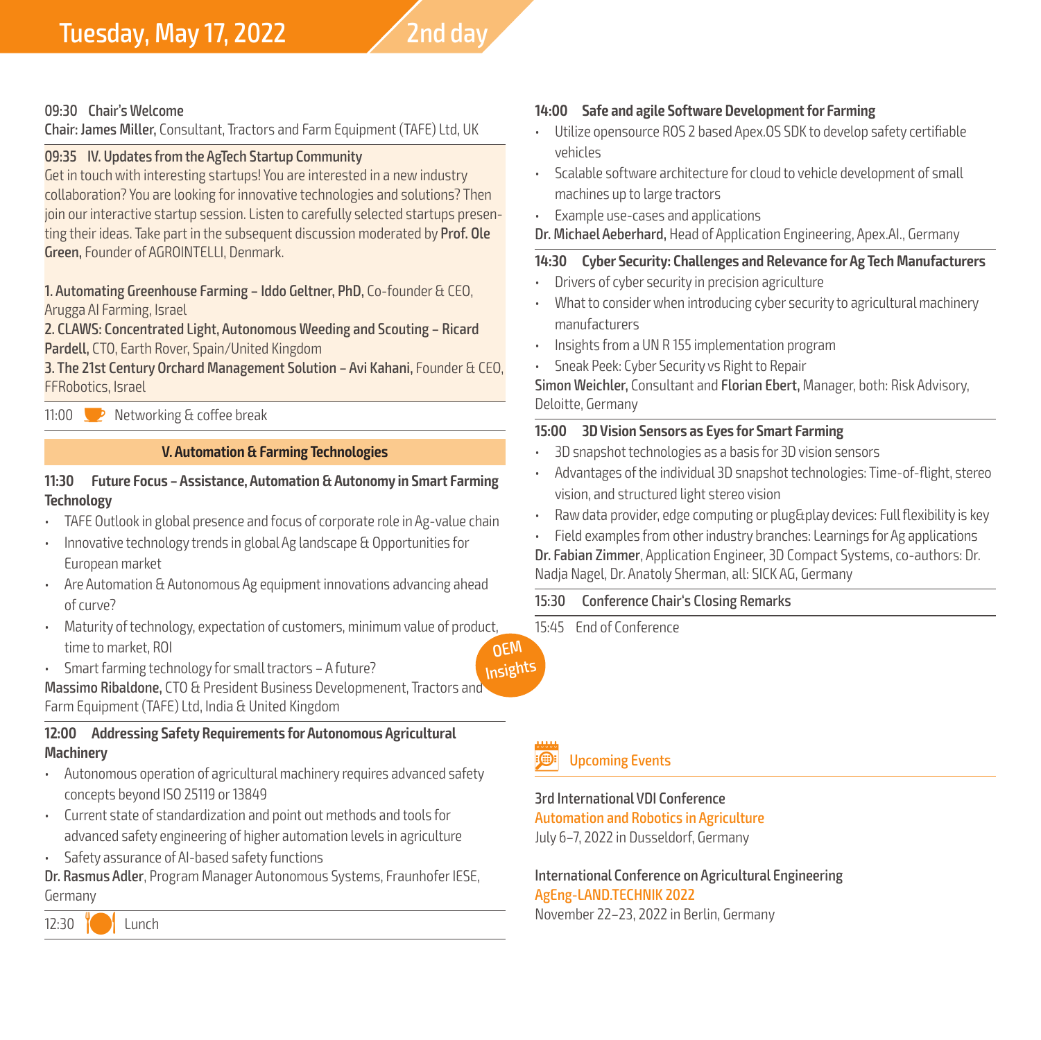# Tuesday, May 17, 2022 — 2nd day

**09:30 Chair's Welcome**

**Chair: James Miller,** Consultant, Tractors and Farm Equipment (TAFE) Ltd, UK

**09:35 IV. Updates from the AgTech Startup Community**

Get in touch with interesting startups! You are interested in a new industry collaboration? You are looking for innovative technologies and solutions? Then join our interactive startup session. Listen to carefully selected startups presenting their ideas. Take part in the subsequent discussion moderated by **Prof. Ole Green,** Founder of AGROINTELLI, Denmark.

**1. Automating Greenhouse Farming – Iddo Geltner, PhD,** Co-founder & CEO, Arugga AI Farming, Israel

**2. CLAWS: Concentrated Light, Autonomous Weeding and Scouting – Ricard Pardell,** CTO, Earth Rover, Spain/United Kingdom

**3. The 21st Century Orchard Management Solution – Avi Kahani,** Founder & CEO, FFRobotics, Israel

11:00 Networking & coffee break

## V. Automation & Farming Technologies

**11:30 Future Focus – Assistance, Automation & Autonomy in Smart Farming Technology**

- TAFE Outlook in global presence and focus of corporate role in Ag-value chain
- Innovative technology trends in global Ag landscape & Opportunities for European market
- Are Automation & Autonomous Ag equipment innovations advancing ahead of curve?
- Maturity of technology, expectation of customers, minimum value of product, time to market, ROI
- Smart farming technology for small tractors – A future?

**Massimo Ribaldone,** CTO & President Business Developmenent, Tractors and Farm Equipment (TAFE) Ltd, India & United Kingdom

OEM Insights

**12:00 Addressing Safety Requirements for Autonomous Agricultural Machinery**

- Autonomous operation of agricultural machinery requires advanced safety concepts beyond ISO 25119 or 13849
- Current state of standardization and point out methods and tools for advanced safety engineering of higher automation levels in agriculture
- Safety assurance of AI-based safety functions

**Dr. Rasmus Adler**, Program Manager Autonomous Systems, Fraunhofer IESE, Germany

12:30 Lunch

**14:00 Safe and agile Software Development for Farming**

- Utilize opensource ROS 2 based Apex.OS SDK to develop safety certifiable vehicles
- Scalable software architecture for cloud to vehicle development of small machines up to large tractors
- Example use-cases and applications

**Dr. Michael Aeberhard,** Head of Application Engineering, Apex.AI., Germany

**14:30 Cyber Security: Challenges and Relevance for Ag Tech Manufacturers**

- Drivers of cyber security in precision agriculture
- What to consider when introducing cyber security to agricultural machinery manufacturers
- Insights from a UN R 155 implementation program
- Sneak Peek: Cyber Security vs Right to Repair

**Simon Weichler,** Consultant and **Florian Ebert,** Manager, both: Risk Advisory, Deloitte, Germany

**15:00 3D Vision Sensors as Eyes for Smart Farming**

- 3D snapshot technologies as a basis for 3D vision sensors
- Advantages of the individual 3D snapshot technologies: Time-of-flight, stereo vision, and structured light stereo vision
- Raw data provider, edge computing or plug&play devices: Full flexibility is key
- Field examples from other industry branches: Learnings for Ag applications

**Dr. Fabian Zimmer**, Application Engineer, 3D Compact Systems, co-authors: Dr. Nadja Nagel, Dr. Anatoly Sherman, all: SICK AG, Germany

**15:30 Conference Chair's Closing Remarks**

15:45 End of Conference

## Upcoming Events

3rd International VDI Conference
Automation and Robotics in Agriculture
July 6–7, 2022 in Dusseldorf, Germany

International Conference on Agricultural Engineering
AgEng-LAND.TECHNIK 2022
November 22–23, 2022 in Berlin, Germany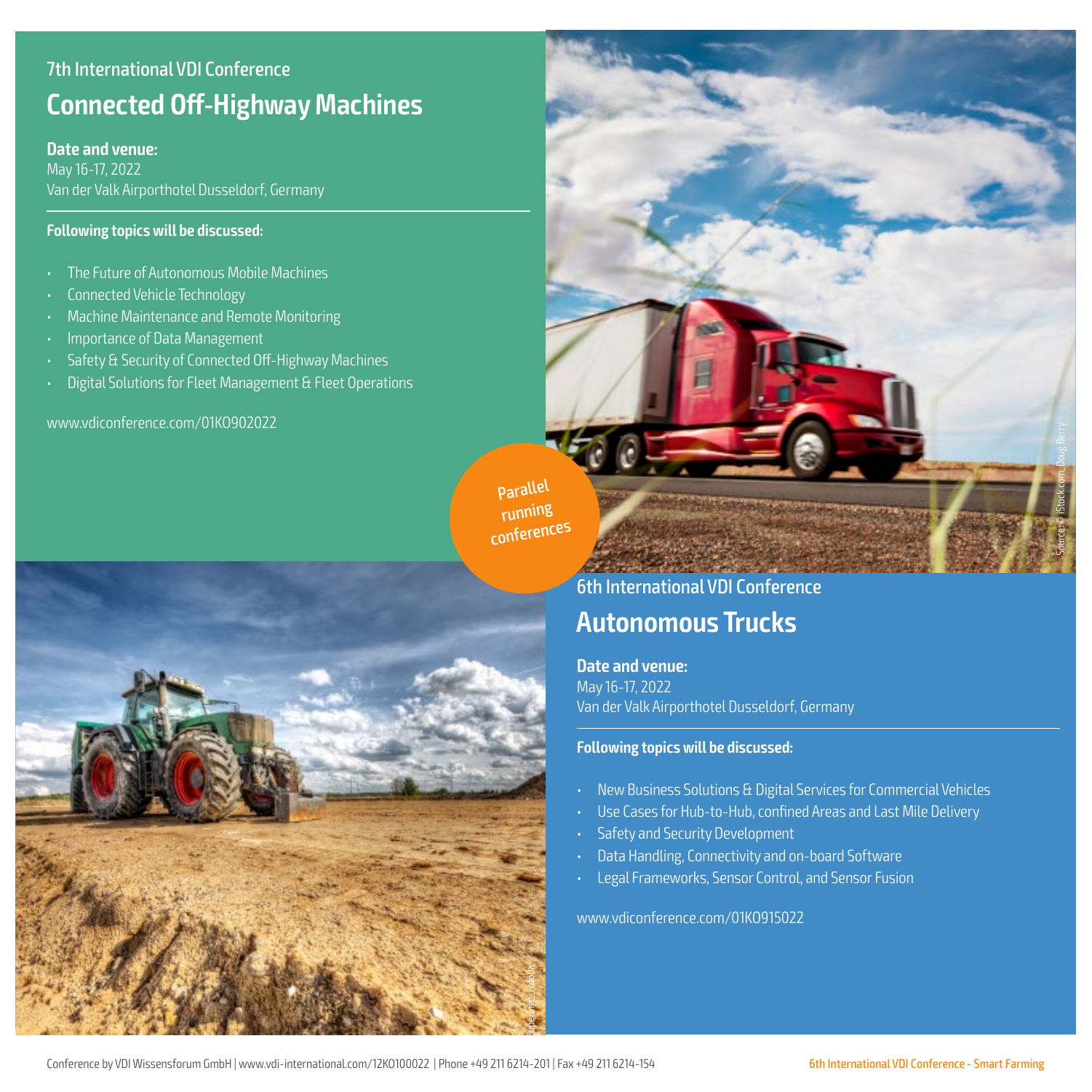7th International VDI Conference

# Connected Off-Highway Machines

**Date and venue:**
May 16-17, 2022
Van der Valk Airporthotel Dusseldorf, Germany

**Following topics will be discussed:**

- The Future of Autonomous Mobile Machines
- Connected Vehicle Technology
- Machine Maintenance and Remote Monitoring
- Importance of Data Management
- Safety & Security of Connected Off-Highway Machines
- Digital Solutions for Fleet Management & Fleet Operations

www.vdiconference.com/01KO902022

Parallel running conferences

6th International VDI Conference

# Autonomous Trucks

**Date and venue:**
May 16-17, 2022
Van der Valk Airporthotel Dusseldorf, Germany

**Following topics will be discussed:**

- New Business Solutions & Digital Services for Commercial Vehicles
- Use Cases for Hub-to-Hub, confined Areas and Last Mile Delivery
- Safety and Security Development
- Data Handling, Connectivity and on-board Software
- Legal Frameworks, Sensor Control, and Sensor Fusion

www.vdiconference.com/01KO915022

Conference by VDI Wissensforum GmbH | www.vdi-international.com/12KO100022 | Phone +49 211 6214-201 | Fax +49 211 6214-154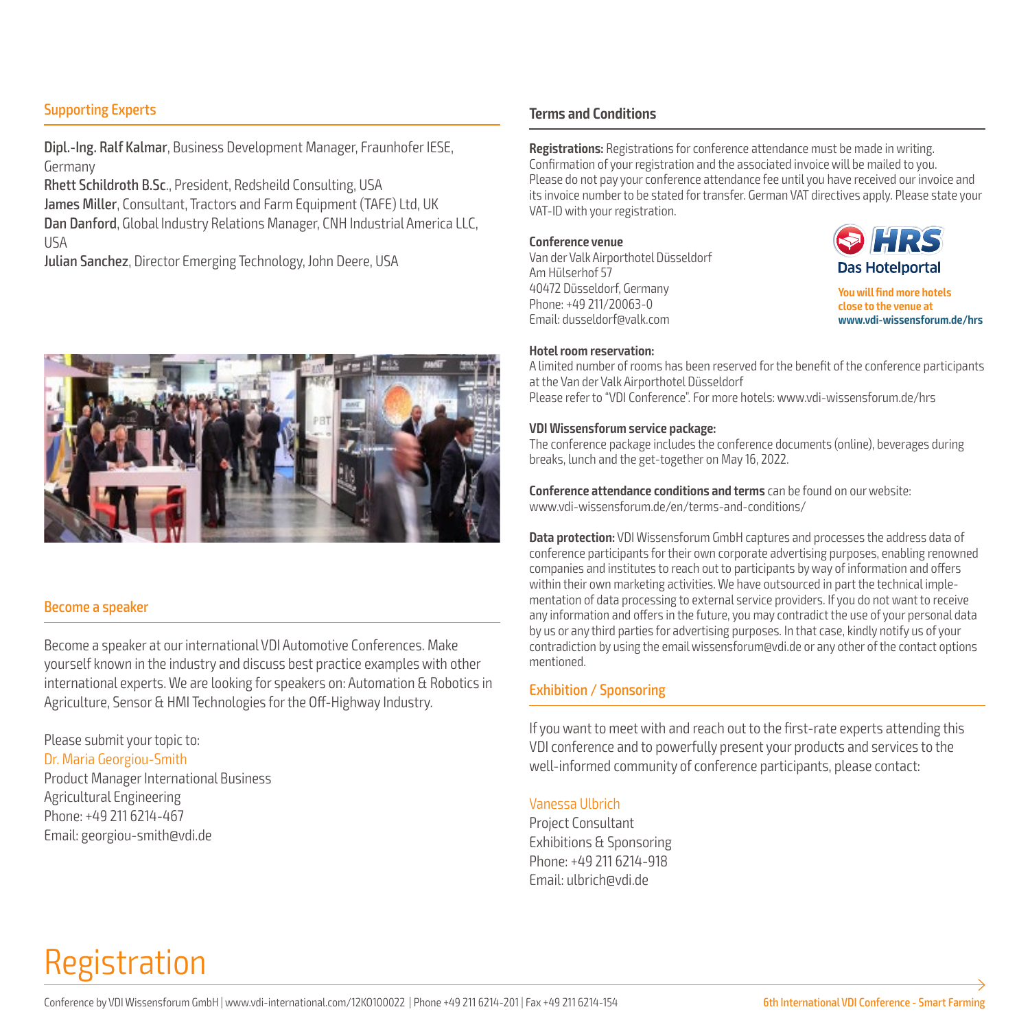## Supporting Experts

**Dipl.-Ing. Ralf Kalmar**, Business Development Manager, Fraunhofer IESE, Germany
**Rhett Schildroth B.Sc.**, President, Redsheild Consulting, USA
**James Miller**, Consultant, Tractors and Farm Equipment (TAFE) Ltd, UK
**Dan Danford**, Global Industry Relations Manager, CNH Industrial America LLC, USA
**Julian Sanchez**, Director Emerging Technology, John Deere, USA

## Become a speaker

Become a speaker at our international VDI Automotive Conferences. Make yourself known in the industry and discuss best practice examples with other international experts. We are looking for speakers on: Automation & Robotics in Agriculture, Sensor & HMI Technologies for the Off-Highway Industry.

Please submit your topic to:
Dr. Maria Georgiou-Smith
Product Manager International Business
Agricultural Engineering
Phone: +49 211 6214-467
Email: georgiou-smith@vdi.de

## Terms and Conditions

**Registrations:** Registrations for conference attendance must be made in writing. Confirmation of your registration and the associated invoice will be mailed to you. Please do not pay your conference attendance fee until you have received our invoice and its invoice number to be stated for transfer. German VAT directives apply. Please state your VAT-ID with your registration.

**Conference venue**
Van der Valk Airporthotel Düsseldorf
Am Hülserhof 57
40472 Düsseldorf, Germany
Phone: +49 211/20063-0
Email: dusseldorf@valk.com

HRS Das Hotelportal
**You will find more hotels close to the venue at www.vdi-wissensforum.de/hrs**

**Hotel room reservation:**
A limited number of rooms has been reserved for the benefit of the conference participants at the Van der Valk Airporthotel Düsseldorf
Please refer to "VDI Conference". For more hotels: www.vdi-wissensforum.de/hrs

**VDI Wissensforum service package:**
The conference package includes the conference documents (online), beverages during breaks, lunch and the get-together on May 16, 2022.

**Conference attendance conditions and terms** can be found on our website: www.vdi-wissensforum.de/en/terms-and-conditions/

**Data protection:** VDI Wissensforum GmbH captures and processes the address data of conference participants for their own corporate advertising purposes, enabling renowned companies and institutes to reach out to participants by way of information and offers within their own marketing activities. We have outsourced in part the technical implementation of data processing to external service providers. If you do not want to receive any information and offers in the future, you may contradict the use of your personal data by us or any third parties for advertising purposes. In that case, kindly notify us of your contradiction by using the email wissensforum@vdi.de or any other of the contact options mentioned.

## Exhibition / Sponsoring

If you want to meet with and reach out to the first-rate experts attending this VDI conference and to powerfully present your products and services to the well-informed community of conference participants, please contact:

Vanessa Ulbrich
Project Consultant
Exhibitions & Sponsoring
Phone: +49 211 6214-918
Email: ulbrich@vdi.de

# Registration

Conference by VDI Wissensforum GmbH | www.vdi-international.com/12KO100022 | Phone +49 211 6214-201 | Fax +49 211 6214-154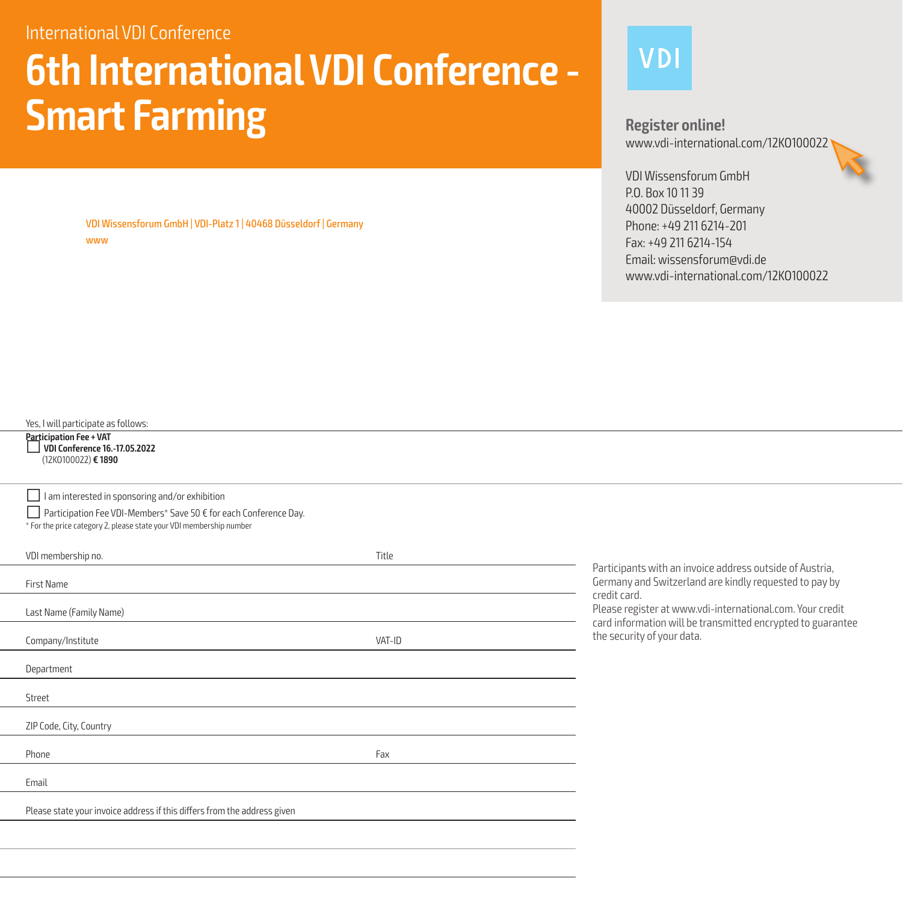International VDI Conference

# 6th International VDI Conference - Smart Farming

VDI

**Register online!**
www.vdi-international.com/12KO100022

VDI Wissensforum GmbH
P.O. Box 10 11 39
40002 Düsseldorf, Germany
Phone: +49 211 6214-201
Fax: +49 211 6214-154
Email: wissensforum@vdi.de
www.vdi-international.com/12KO100022

VDI Wissensforum GmbH | VDI-Platz 1 | 40468 Düsseldorf | Germany
www

Yes, I will participate as follows:

**Participation Fee + VAT**

☐ **VDI Conference 16.-17.05.2022**
(12KO100022) **€ 1890**

☐ I am interested in sponsoring and/or exhibition

☐ Participation Fee VDI-Members* Save 50 € for each Conference Day.

* For the price category 2, please state your VDI membership number

VDI membership no. ____________________ Title ____________________

First Name ____________________

Last Name (Family Name) ____________________

Company/Institute ____________________ VAT-ID ____________________

Department ____________________

Street ____________________

ZIP Code, City, Country ____________________

Phone ____________________ Fax ____________________

Email ____________________

Please state your invoice address if this differs from the address given

____________________

____________________

Participants with an invoice address outside of Austria, Germany and Switzerland are kindly requested to pay by credit card.
Please register at www.vdi-international.com. Your credit card information will be transmitted encrypted to guarantee the security of your data.